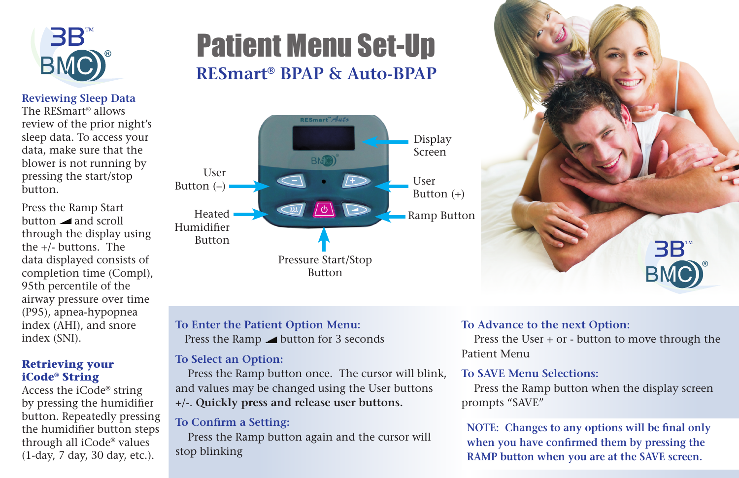# Patient Menu Set-Up

## RESmart® BPAP & Auto-BPAP

### Reviewing Sleep Data

The RESmart® allows review of the prior night's sleep data. To access your data, make sure that the blower is not running by pressing the start/stop button.

Press the Ramp Start button and scroll through the display using the +/- buttons. The data displayed consists of completion time (Compl), 95th percentile of the airway pressure over time (P95), apnea-hypopnea index (AHI), and snore index (SNI).

### Retrieving your iCode® String

Access the iCode® string by pressing the humidifier button. Repeatedly pressing the humidifier button steps through all iCode® values (1-day, 7 day, 30 day, etc.).

Display Screen

User Button (–)

User Button (+)

Heated Humidifier Button

Ramp Button

Pressure Start/Stop Button

### To Enter the Patient Option Menu:

Press the Ramp button for 3 seconds

### To Select an Option:

Press the Ramp button once. The cursor will blink, and values may be changed using the User buttons +/-. **Quickly press and release user buttons.**

### To Confirm a Setting:

Press the Ramp button again and the cursor will stop blinking

### To Advance to the next Option:

Press the User + or - button to move through the Patient Menu

### To SAVE Menu Selections:

Press the Ramp button when the display screen prompts "SAVE"

NOTE: Changes to any options will be final only when you have confirmed them by pressing the RAMP button when you are at the SAVE screen.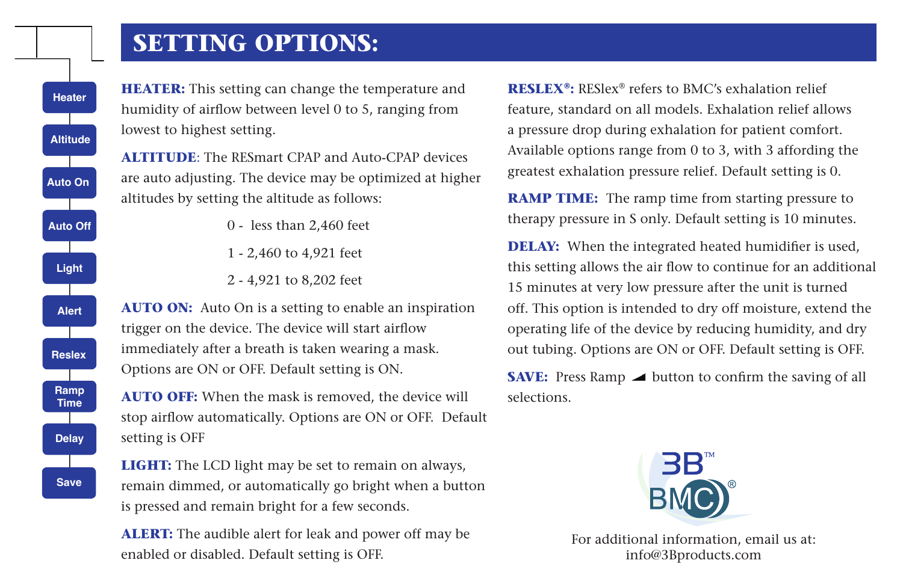# SETTING OPTIONS:

Heater

Altitude

Auto On

Auto Off

Light

Alert

Reslex

Ramp Time

Delay

Save

**HEATER:** This setting can change the temperature and humidity of airflow between level 0 to 5, ranging from lowest to highest setting.

**ALTITUDE**: The RESmart CPAP and Auto-CPAP devices are auto adjusting. The device may be optimized at higher altitudes by setting the altitude as follows:

0 - less than 2,460 feet

1 - 2,460 to 4,921 feet

2 - 4,921 to 8,202 feet

**AUTO ON:** Auto On is a setting to enable an inspiration trigger on the device. The device will start airflow immediately after a breath is taken wearing a mask. Options are ON or OFF. Default setting is ON.

**AUTO OFF:** When the mask is removed, the device will stop airflow automatically. Options are ON or OFF. Default setting is OFF

**LIGHT:** The LCD light may be set to remain on always, remain dimmed, or automatically go bright when a button is pressed and remain bright for a few seconds.

**ALERT:** The audible alert for leak and power off may be enabled or disabled. Default setting is OFF.

**RESLEX®:** RESlex® refers to BMC's exhalation relief feature, standard on all models. Exhalation relief allows a pressure drop during exhalation for patient comfort. Available options range from 0 to 3, with 3 affording the greatest exhalation pressure relief. Default setting is 0.

**RAMP TIME:** The ramp time from starting pressure to therapy pressure in S only. Default setting is 10 minutes.

**DELAY:** When the integrated heated humidifier is used, this setting allows the air flow to continue for an additional 15 minutes at very low pressure after the unit is turned off. This option is intended to dry off moisture, extend the operating life of the device by reducing humidity, and dry out tubing. Options are ON or OFF. Default setting is OFF.

**SAVE:** Press Ramp ◢ button to confirm the saving of all selections.

3B™ BMC®

For additional information, email us at:
info@3Bproducts.com